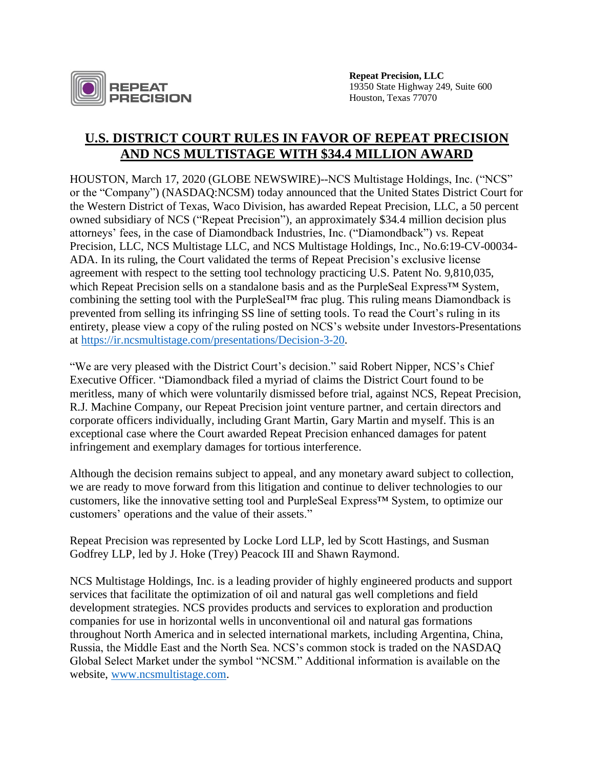**Repeat Precision, LLC**
19350 State Highway 249, Suite 600
Houston, Texas 77070

# U.S. DISTRICT COURT RULES IN FAVOR OF REPEAT PRECISION AND NCS MULTISTAGE WITH $34.4 MILLION AWARD

HOUSTON, March 17, 2020 (GLOBE NEWSWIRE)--NCS Multistage Holdings, Inc. ("NCS" or the "Company") (NASDAQ:NCSM) today announced that the United States District Court for the Western District of Texas, Waco Division, has awarded Repeat Precision, LLC, a 50 percent owned subsidiary of NCS ("Repeat Precision"), an approximately $34.4 million decision plus attorneys' fees, in the case of Diamondback Industries, Inc. ("Diamondback") vs. Repeat Precision, LLC, NCS Multistage LLC, and NCS Multistage Holdings, Inc., No.6:19-CV-00034-ADA. In its ruling, the Court validated the terms of Repeat Precision's exclusive license agreement with respect to the setting tool technology practicing U.S. Patent No. 9,810,035, which Repeat Precision sells on a standalone basis and as the PurpleSeal Express™ System, combining the setting tool with the PurpleSeal™ frac plug. This ruling means Diamondback is prevented from selling its infringing SS line of setting tools. To read the Court's ruling in its entirety, please view a copy of the ruling posted on NCS's website under Investors-Presentations at https://ir.ncsmultistage.com/presentations/Decision-3-20.

"We are very pleased with the District Court's decision." said Robert Nipper, NCS's Chief Executive Officer. "Diamondback filed a myriad of claims the District Court found to be meritless, many of which were voluntarily dismissed before trial, against NCS, Repeat Precision, R.J. Machine Company, our Repeat Precision joint venture partner, and certain directors and corporate officers individually, including Grant Martin, Gary Martin and myself. This is an exceptional case where the Court awarded Repeat Precision enhanced damages for patent infringement and exemplary damages for tortious interference.

Although the decision remains subject to appeal, and any monetary award subject to collection, we are ready to move forward from this litigation and continue to deliver technologies to our customers, like the innovative setting tool and PurpleSeal Express™ System, to optimize our customers' operations and the value of their assets."

Repeat Precision was represented by Locke Lord LLP, led by Scott Hastings, and Susman Godfrey LLP, led by J. Hoke (Trey) Peacock III and Shawn Raymond.

NCS Multistage Holdings, Inc. is a leading provider of highly engineered products and support services that facilitate the optimization of oil and natural gas well completions and field development strategies. NCS provides products and services to exploration and production companies for use in horizontal wells in unconventional oil and natural gas formations throughout North America and in selected international markets, including Argentina, China, Russia, the Middle East and the North Sea. NCS's common stock is traded on the NASDAQ Global Select Market under the symbol "NCSM." Additional information is available on the website, www.ncsmultistage.com.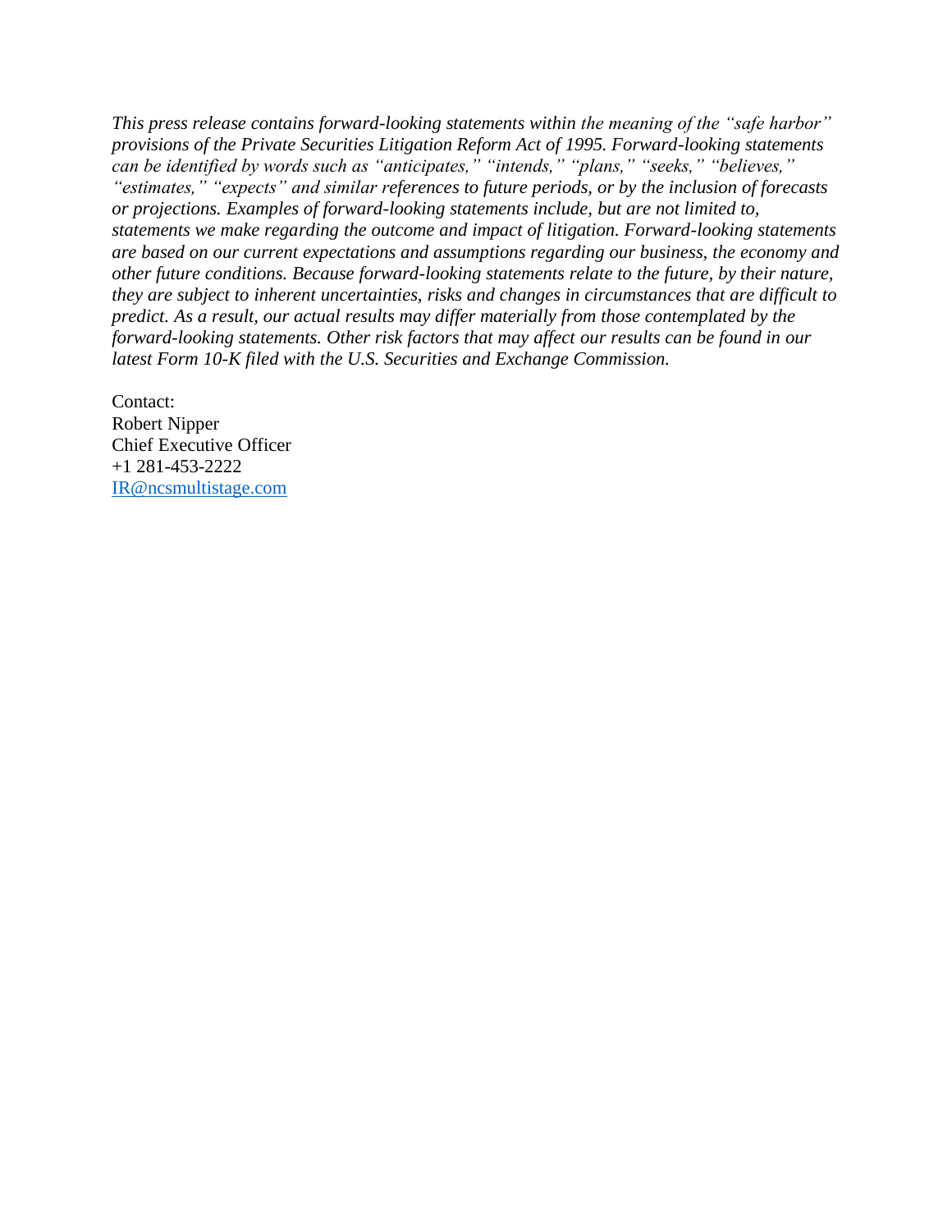*This press release contains forward-looking statements within the meaning of the "safe harbor" provisions of the Private Securities Litigation Reform Act of 1995. Forward-looking statements can be identified by words such as "anticipates," "intends," "plans," "seeks," "believes," "estimates," "expects" and similar references to future periods, or by the inclusion of forecasts or projections. Examples of forward-looking statements include, but are not limited to, statements we make regarding the outcome and impact of litigation. Forward-looking statements are based on our current expectations and assumptions regarding our business, the economy and other future conditions. Because forward-looking statements relate to the future, by their nature, they are subject to inherent uncertainties, risks and changes in circumstances that are difficult to predict. As a result, our actual results may differ materially from those contemplated by the forward-looking statements. Other risk factors that may affect our results can be found in our latest Form 10-K filed with the U.S. Securities and Exchange Commission.*

Contact:
Robert Nipper
Chief Executive Officer
+1 281-453-2222
IR@ncsmultistage.com